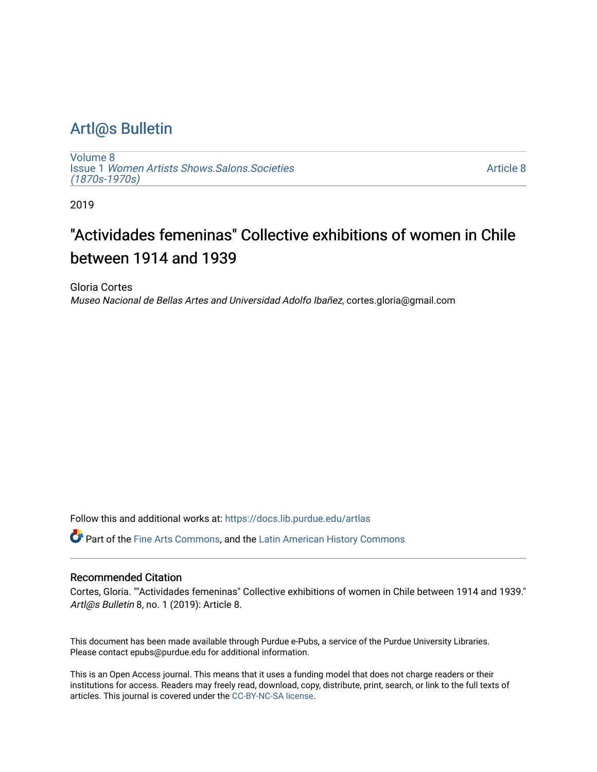# Artl@s Bulletin

Volume 8
Issue 1 *Women Artists Shows.Salons.Societies (1870s-1970s)*

Article 8

2019

## "Actividades femeninas" Collective exhibitions of women in Chile between 1914 and 1939

Gloria Cortes
*Museo Nacional de Bellas Artes and Universidad Adolfo Ibañez*, cortes.gloria@gmail.com

Follow this and additional works at: https://docs.lib.purdue.edu/artlas

Part of the Fine Arts Commons, and the Latin American History Commons

### Recommended Citation

Cortes, Gloria. ""Actividades femeninas" Collective exhibitions of women in Chile between 1914 and 1939." *Artl@s Bulletin* 8, no. 1 (2019): Article 8.

This document has been made available through Purdue e-Pubs, a service of the Purdue University Libraries. Please contact epubs@purdue.edu for additional information.

This is an Open Access journal. This means that it uses a funding model that does not charge readers or their institutions for access. Readers may freely read, download, copy, distribute, print, search, or link to the full texts of articles. This journal is covered under the CC-BY-NC-SA license.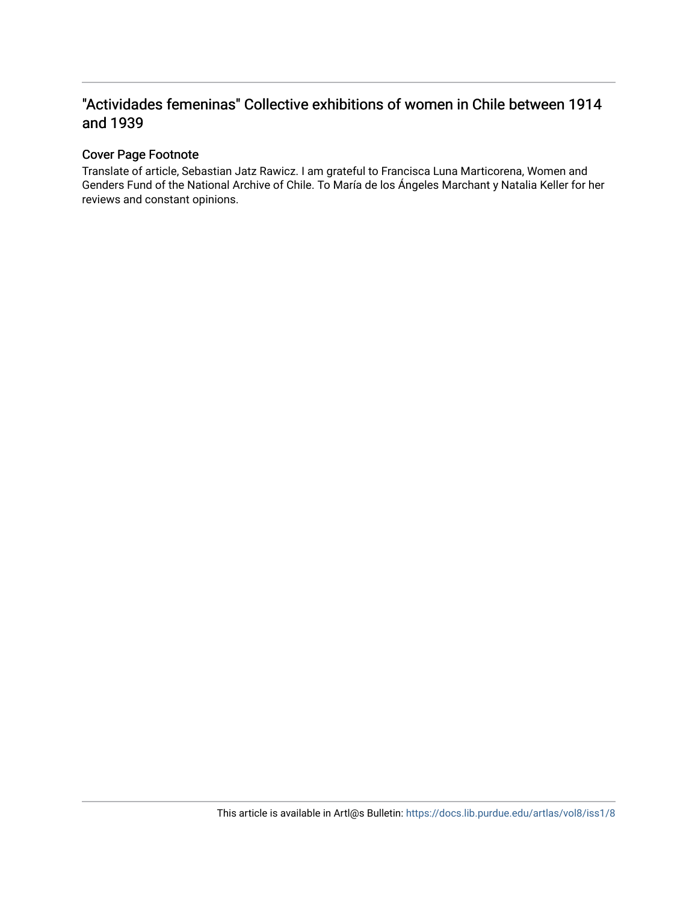## "Actividades femeninas" Collective exhibitions of women in Chile between 1914 and 1939

### Cover Page Footnote

Translate of article, Sebastian Jatz Rawicz. I am grateful to Francisca Luna Marticorena, Women and Genders Fund of the National Archive of Chile. To María de los Ángeles Marchant y Natalia Keller for her reviews and constant opinions.

This article is available in Artl@s Bulletin: https://docs.lib.purdue.edu/artlas/vol8/iss1/8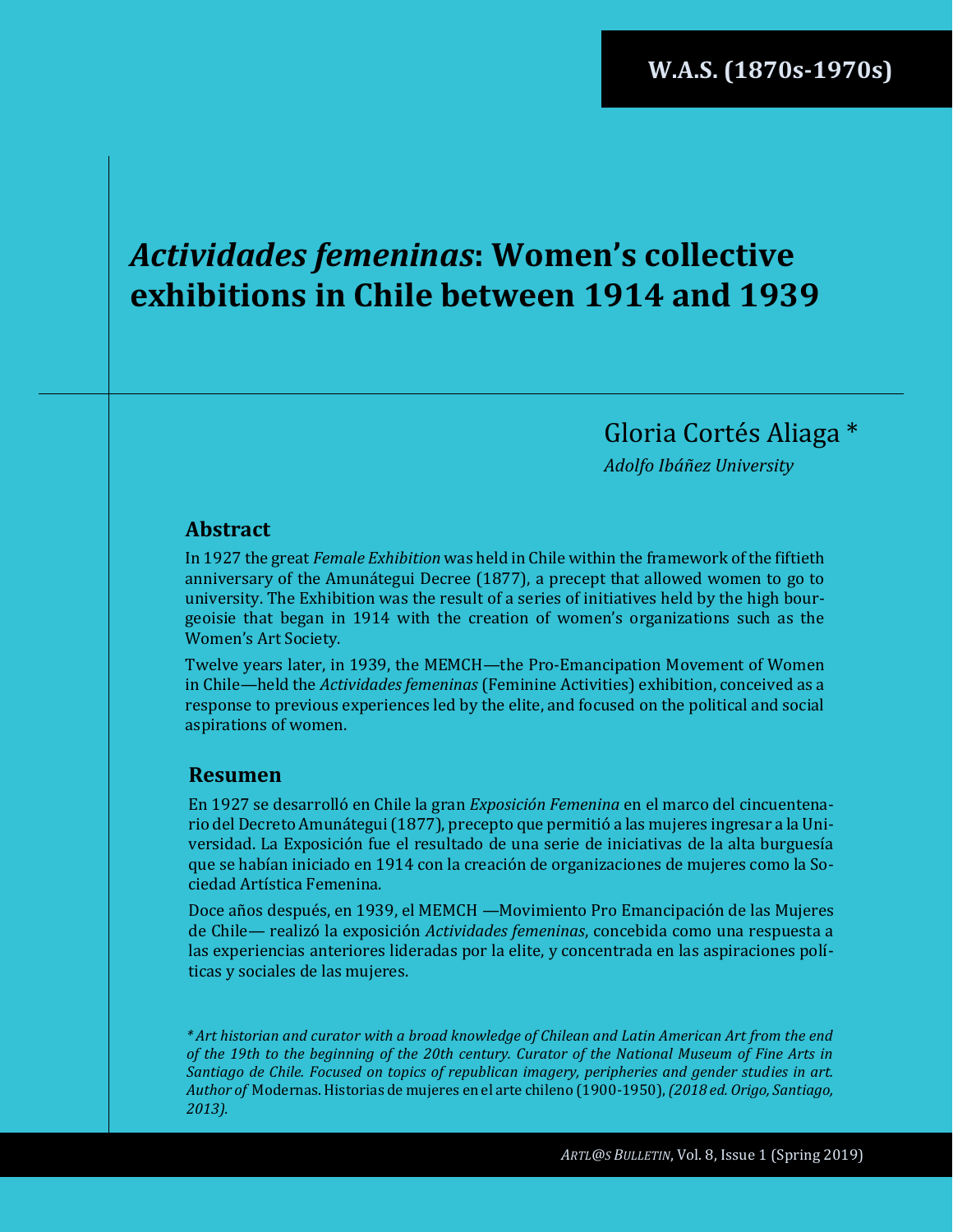W.A.S. (1870s-1970s)

# *Actividades femeninas*: Women's collective exhibitions in Chile between 1914 and 1939

Gloria Cortés Aliaga *

*Adolfo Ibáñez University*

## Abstract

In 1927 the great *Female Exhibition* was held in Chile within the framework of the fiftieth anniversary of the Amunátegui Decree (1877), a precept that allowed women to go to university. The Exhibition was the result of a series of initiatives held by the high bourgeoisie that began in 1914 with the creation of women's organizations such as the Women's Art Society.

Twelve years later, in 1939, the MEMCH—the Pro-Emancipation Movement of Women in Chile—held the *Actividades femeninas* (Feminine Activities) exhibition, conceived as a response to previous experiences led by the elite, and focused on the political and social aspirations of women.

## Resumen

En 1927 se desarrolló en Chile la gran *Exposición Femenina* en el marco del cincuentenario del Decreto Amunátegui (1877), precepto que permitió a las mujeres ingresar a la Universidad. La Exposición fue el resultado de una serie de iniciativas de la alta burguesía que se habían iniciado en 1914 con la creación de organizaciones de mujeres como la Sociedad Artística Femenina.

Doce años después, en 1939, el MEMCH —Movimiento Pro Emancipación de las Mujeres de Chile— realizó la exposición *Actividades femeninas*, concebida como una respuesta a las experiencias anteriores lideradas por la elite, y concentrada en las aspiraciones políticas y sociales de las mujeres.

** Art historian and curator with a broad knowledge of Chilean and Latin American Art from the end of the 19th to the beginning of the 20th century. Curator of the National Museum of Fine Arts in Santiago de Chile. Focused on topics of republican imagery, peripheries and gender studies in art. Author of* Modernas. Historias de mujeres en el arte chileno (1900-1950), *(2018 ed. Origo, Santiago, 2013).*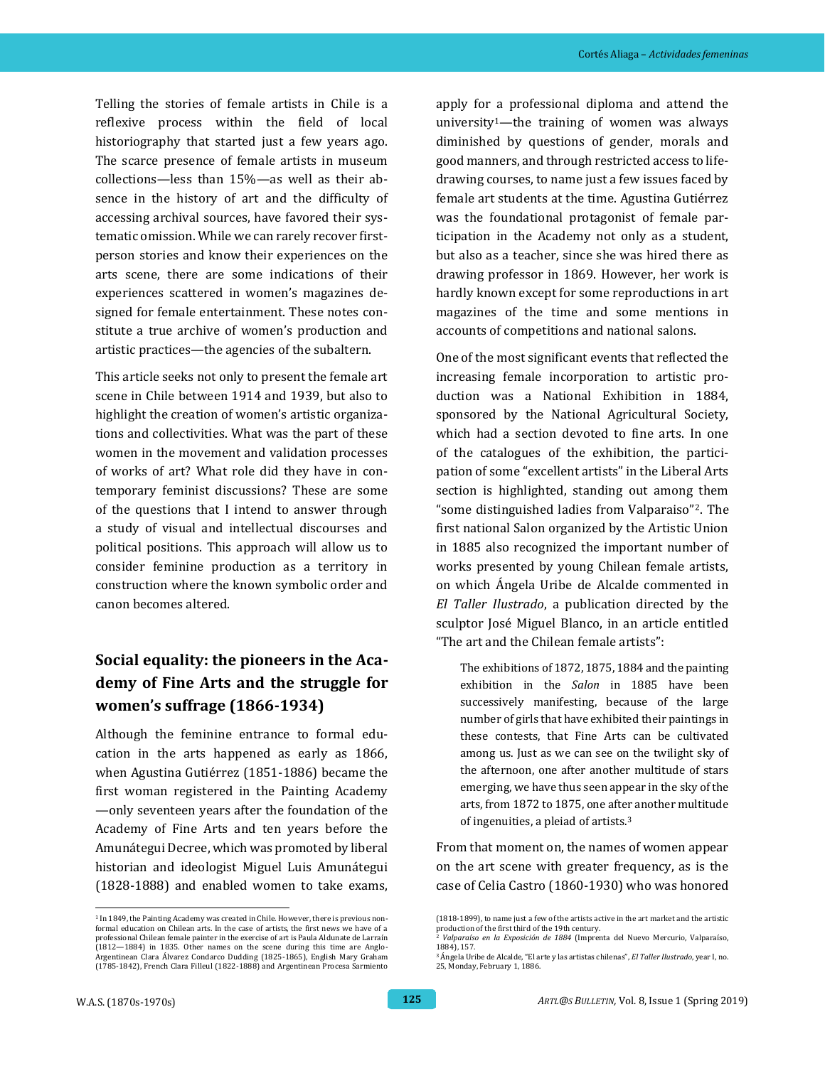Telling the stories of female artists in Chile is a reflexive process within the field of local historiography that started just a few years ago. The scarce presence of female artists in museum collections—less than 15%—as well as their absence in the history of art and the difficulty of accessing archival sources, have favored their systematic omission. While we can rarely recover first-person stories and know their experiences on the arts scene, there are some indications of their experiences scattered in women's magazines designed for female entertainment. These notes constitute a true archive of women's production and artistic practices—the agencies of the subaltern.

This article seeks not only to present the female art scene in Chile between 1914 and 1939, but also to highlight the creation of women's artistic organizations and collectivities. What was the part of these women in the movement and validation processes of works of art? What role did they have in contemporary feminist discussions? These are some of the questions that I intend to answer through a study of visual and intellectual discourses and political positions. This approach will allow us to consider feminine production as a territory in construction where the known symbolic order and canon becomes altered.

## Social equality: the pioneers in the Academy of Fine Arts and the struggle for women's suffrage (1866-1934)

Although the feminine entrance to formal education in the arts happened as early as 1866, when Agustina Gutiérrez (1851-1886) became the first woman registered in the Painting Academy—only seventeen years after the foundation of the Academy of Fine Arts and ten years before the Amunátegui Decree, which was promoted by liberal historian and ideologist Miguel Luis Amunátegui (1828-1888) and enabled women to take exams, apply for a professional diploma and attend the university[1]—the training of women was always diminished by questions of gender, morals and good manners, and through restricted access to life-drawing courses, to name just a few issues faced by female art students at the time. Agustina Gutiérrez was the foundational protagonist of female participation in the Academy not only as a student, but also as a teacher, since she was hired there as drawing professor in 1869. However, her work is hardly known except for some reproductions in art magazines of the time and some mentions in accounts of competitions and national salons.

One of the most significant events that reflected the increasing female incorporation to artistic production was a National Exhibition in 1884, sponsored by the National Agricultural Society, which had a section devoted to fine arts. In one of the catalogues of the exhibition, the participation of some "excellent artists" in the Liberal Arts section is highlighted, standing out among them "some distinguished ladies from Valparaiso"[2]. The first national Salon organized by the Artistic Union in 1885 also recognized the important number of works presented by young Chilean female artists, on which Ángela Uribe de Alcalde commented in *El Taller Ilustrado*, a publication directed by the sculptor José Miguel Blanco, in an article entitled "The art and the Chilean female artists":

> The exhibitions of 1872, 1875, 1884 and the painting exhibition in the *Salon* in 1885 have been successively manifesting, because of the large number of girls that have exhibited their paintings in these contests, that Fine Arts can be cultivated among us. Just as we can see on the twilight sky of the afternoon, one after another multitude of stars emerging, we have thus seen appear in the sky of the arts, from 1872 to 1875, one after another multitude of ingenuities, a pleiad of artists.[3]

From that moment on, the names of women appear on the art scene with greater frequency, as is the case of Celia Castro (1860-1930) who was honored

---

[1] In 1849, the Painting Academy was created in Chile. However, there is previous non-formal education on Chilean arts. In the case of artists, the first news we have of a professional Chilean female painter in the exercise of art is Paula Aldunate de Larraín (1812—1884) in 1835. Other names on the scene during this time are Anglo-Argentinean Clara Álvarez Condarco Dudding (1825-1865), English Mary Graham (1785-1842), French Clara Filleul (1822-1888) and Argentinean Procesa Sarmiento (1818-1899), to name just a few of the artists active in the art market and the artistic production of the first third of the 19th century.

[2] *Valparaíso en la Exposición de 1884* (Imprenta del Nuevo Mercurio, Valparaíso, 1884), 157.

[3] Ángela Uribe de Alcalde, "El arte y las artistas chilenas", *El Taller Ilustrado*, year I, no. 25, Monday, February 1, 1886.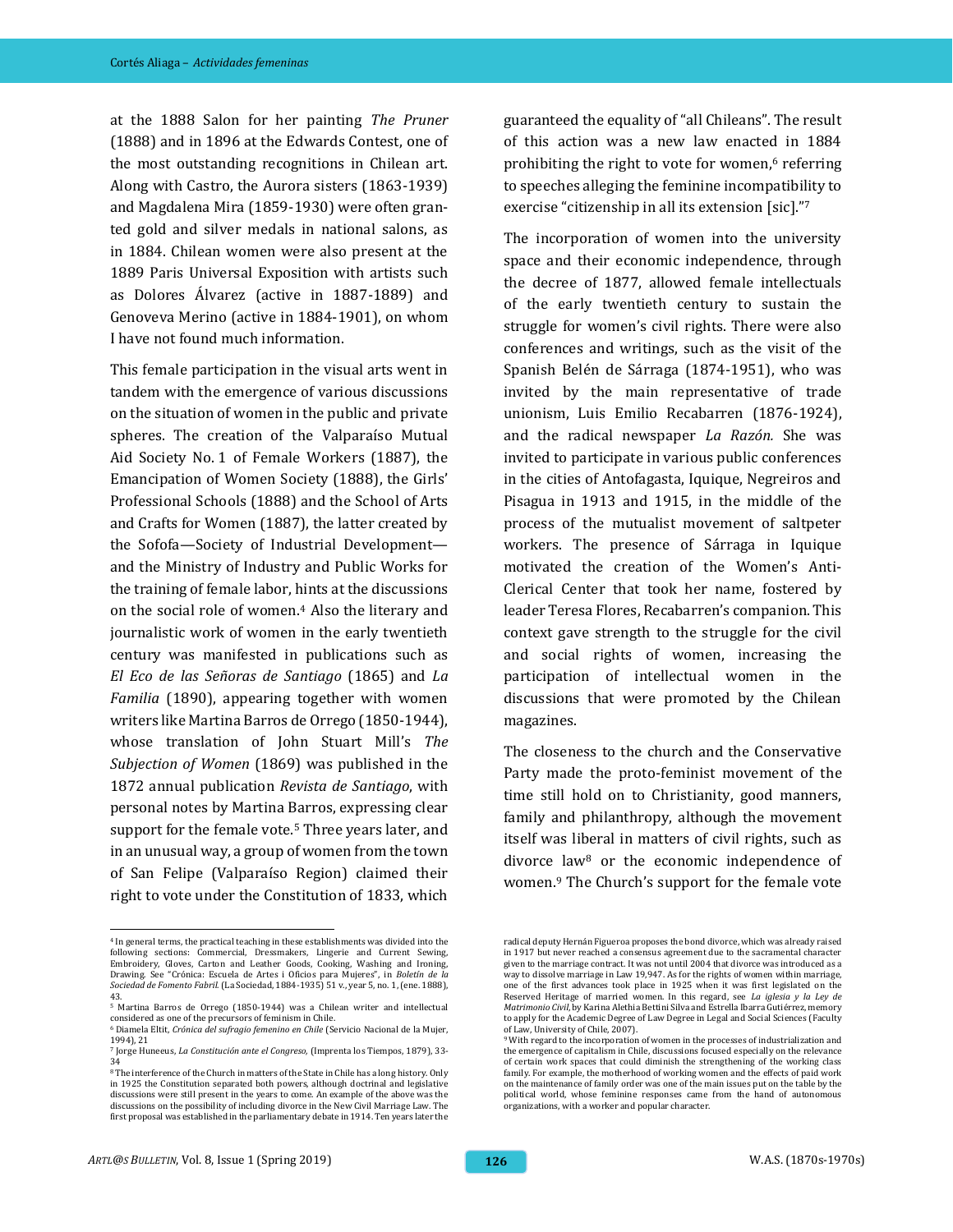at the 1888 Salon for her painting *The Pruner* (1888) and in 1896 at the Edwards Contest, one of the most outstanding recognitions in Chilean art. Along with Castro, the Aurora sisters (1863-1939) and Magdalena Mira (1859-1930) were often granted gold and silver medals in national salons, as in 1884. Chilean women were also present at the 1889 Paris Universal Exposition with artists such as Dolores Álvarez (active in 1887-1889) and Genoveva Merino (active in 1884-1901), on whom I have not found much information.

This female participation in the visual arts went in tandem with the emergence of various discussions on the situation of women in the public and private spheres. The creation of the Valparaíso Mutual Aid Society No. 1 of Female Workers (1887), the Emancipation of Women Society (1888), the Girls' Professional Schools (1888) and the School of Arts and Crafts for Women (1887), the latter created by the Sofofa—Society of Industrial Development—and the Ministry of Industry and Public Works for the training of female labor, hints at the discussions on the social role of women.[4] Also the literary and journalistic work of women in the early twentieth century was manifested in publications such as *El Eco de las Señoras de Santiago* (1865) and *La Familia* (1890), appearing together with women writers like Martina Barros de Orrego (1850-1944), whose translation of John Stuart Mill's *The Subjection of Women* (1869) was published in the 1872 annual publication *Revista de Santiago*, with personal notes by Martina Barros, expressing clear support for the female vote.[5] Three years later, and in an unusual way, a group of women from the town of San Felipe (Valparaíso Region) claimed their right to vote under the Constitution of 1833, which guaranteed the equality of "all Chileans". The result of this action was a new law enacted in 1884 prohibiting the right to vote for women,[6] referring to speeches alleging the feminine incompatibility to exercise "citizenship in all its extension [sic]."[7]

The incorporation of women into the university space and their economic independence, through the decree of 1877, allowed female intellectuals of the early twentieth century to sustain the struggle for women's civil rights. There were also conferences and writings, such as the visit of the Spanish Belén de Sárraga (1874-1951), who was invited by the main representative of trade unionism, Luis Emilio Recabarren (1876-1924), and the radical newspaper *La Razón.* She was invited to participate in various public conferences in the cities of Antofagasta, Iquique, Negreiros and Pisagua in 1913 and 1915, in the middle of the process of the mutualist movement of saltpeter workers. The presence of Sárraga in Iquique motivated the creation of the Women's Anti-Clerical Center that took her name, fostered by leader Teresa Flores, Recabarren's companion. This context gave strength to the struggle for the civil and social rights of women, increasing the participation of intellectual women in the discussions that were promoted by the Chilean magazines.

The closeness to the church and the Conservative Party made the proto-feminist movement of the time still hold on to Christianity, good manners, family and philanthropy, although the movement itself was liberal in matters of civil rights, such as divorce law[8] or the economic independence of women.[9] The Church's support for the female vote

---

[4] In general terms, the practical teaching in these establishments was divided into the following sections: Commercial, Dressmakers, Lingerie and Current Sewing, Embroidery, Gloves, Carton and Leather Goods, Cooking, Washing and Ironing, Drawing. See "Crónica: Escuela de Artes i Oficios para Mujeres", in *Boletín de la Sociedad de Fomento Fabril.* (La Sociedad, 1884-1935) 51 v., year 5, no. 1, (ene. 1888), 43.

[5] Martina Barros de Orrego (1850-1944) was a Chilean writer and intellectual considered as one of the precursors of feminism in Chile.

[6] Diamela Eltit, *Crónica del sufragio femenino en Chile* (Servicio Nacional de la Mujer, 1994), 21

[7] Jorge Huneeus, *La Constitución ante el Congreso,* (Imprenta los Tiempos, 1879), 33-34

[8] The interference of the Church in matters of the State in Chile has a long history. Only in 1925 the Constitution separated both powers, although doctrinal and legislative discussions were still present in the years to come. An example of the above was the discussions on the possibility of including divorce in the New Civil Marriage Law. The first proposal was established in the parliamentary debate in 1914. Ten years later the radical deputy Hernán Figueroa proposes the bond divorce, which was already raised in 1917 but never reached a consensus agreement due to the sacramental character given to the marriage contract. It was not until 2004 that divorce was introduced as a way to dissolve marriage in Law 19,947. As for the rights of women within marriage, one of the first advances took place in 1925 when it was first legislated on the Reserved Heritage of married women. In this regard, see *La iglesia y la Ley de Matrimonio Civil*, by Karina Alethia Bettini Silva and Estrella Ibarra Gutiérrez, memory to apply for the Academic Degree of Law Degree in Legal and Social Sciences (Faculty of Law, University of Chile, 2007).

[9] With regard to the incorporation of women in the processes of industrialization and the emergence of capitalism in Chile, discussions focused especially on the relevance of certain work spaces that could diminish the strengthening of the working class family. For example, the motherhood of working women and the effects of paid work on the maintenance of family order was one of the main issues put on the table by the political world, whose feminine responses came from the hand of autonomous organizations, with a worker and popular character.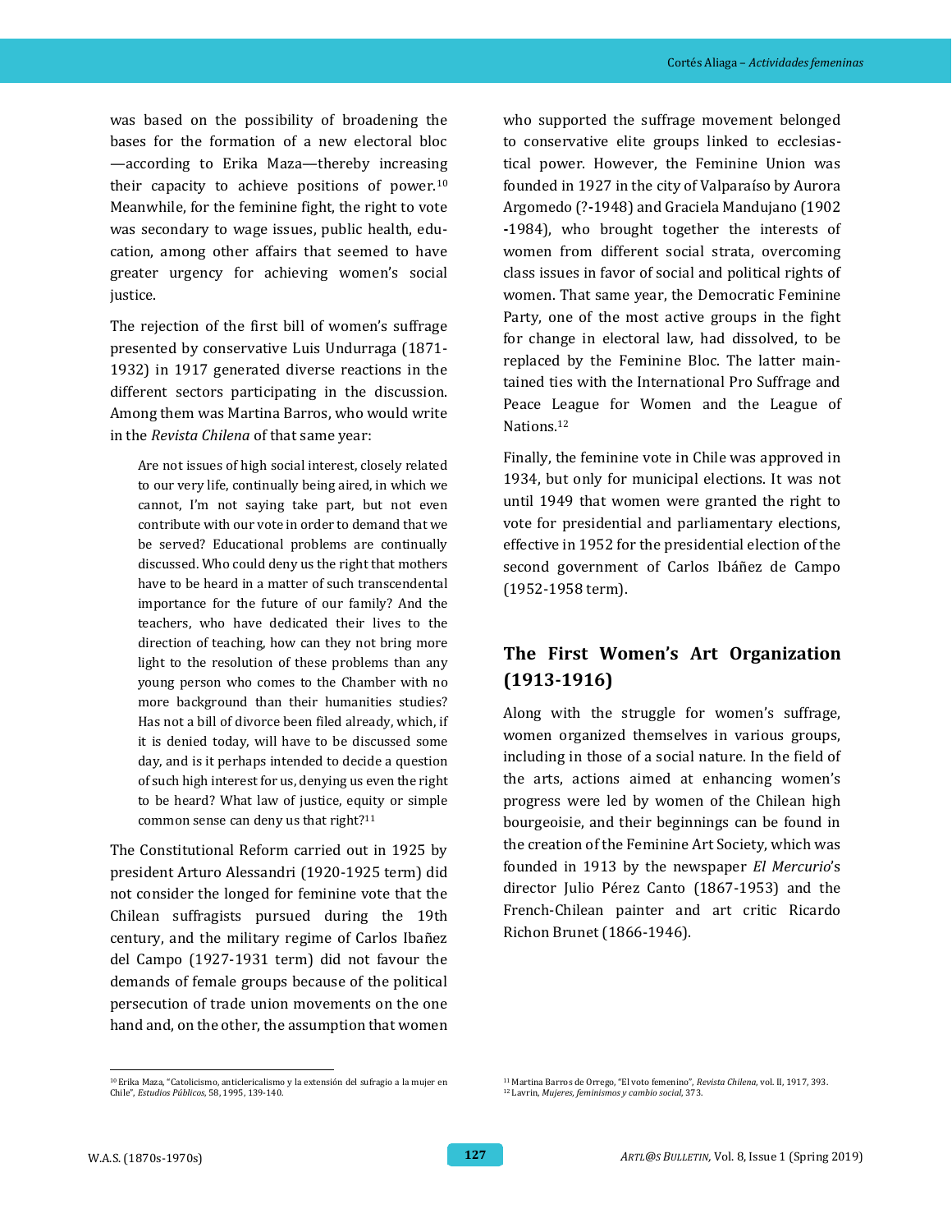was based on the possibility of broadening the bases for the formation of a new electoral bloc —according to Erika Maza—thereby increasing their capacity to achieve positions of power.[10] Meanwhile, for the feminine fight, the right to vote was secondary to wage issues, public health, education, among other affairs that seemed to have greater urgency for achieving women's social justice.

The rejection of the first bill of women's suffrage presented by conservative Luis Undurraga (1871-1932) in 1917 generated diverse reactions in the different sectors participating in the discussion. Among them was Martina Barros, who would write in the *Revista Chilena* of that same year:

> Are not issues of high social interest, closely related to our very life, continually being aired, in which we cannot, I'm not saying take part, but not even contribute with our vote in order to demand that we be served? Educational problems are continually discussed. Who could deny us the right that mothers have to be heard in a matter of such transcendental importance for the future of our family? And the teachers, who have dedicated their lives to the direction of teaching, how can they not bring more light to the resolution of these problems than any young person who comes to the Chamber with no more background than their humanities studies? Has not a bill of divorce been filed already, which, if it is denied today, will have to be discussed some day, and is it perhaps intended to decide a question of such high interest for us, denying us even the right to be heard? What law of justice, equity or simple common sense can deny us that right?[11]

The Constitutional Reform carried out in 1925 by president Arturo Alessandri (1920-1925 term) did not consider the longed for feminine vote that the Chilean suffragists pursued during the 19th century, and the military regime of Carlos Ibañez del Campo (1927-1931 term) did not favour the demands of female groups because of the political persecution of trade union movements on the one hand and, on the other, the assumption that women who supported the suffrage movement belonged to conservative elite groups linked to ecclesiastical power. However, the Feminine Union was founded in 1927 in the city of Valparaíso by Aurora Argomedo (?-1948) and Graciela Mandujano (1902 -1984), who brought together the interests of women from different social strata, overcoming class issues in favor of social and political rights of women. That same year, the Democratic Feminine Party, one of the most active groups in the fight for change in electoral law, had dissolved, to be replaced by the Feminine Bloc. The latter maintained ties with the International Pro Suffrage and Peace League for Women and the League of Nations.[12]

Finally, the feminine vote in Chile was approved in 1934, but only for municipal elections. It was not until 1949 that women were granted the right to vote for presidential and parliamentary elections, effective in 1952 for the presidential election of the second government of Carlos Ibáñez de Campo (1952-1958 term).

## The First Women's Art Organization (1913-1916)

Along with the struggle for women's suffrage, women organized themselves in various groups, including in those of a social nature. In the field of the arts, actions aimed at enhancing women's progress were led by women of the Chilean high bourgeoisie, and their beginnings can be found in the creation of the Feminine Art Society, which was founded in 1913 by the newspaper *El Mercurio*'s director Julio Pérez Canto (1867-1953) and the French-Chilean painter and art critic Ricardo Richon Brunet (1866-1946).

---

[10] Erika Maza, "Catolicismo, anticlericalismo y la extensión del sufragio a la mujer en Chile", *Estudios Públicos*, 58, 1995, 139-140.

[11] Martina Barros de Orrego, "El voto femenino", *Revista Chilena*, vol. II, 1917, 393.

[12] Lavrin, *Mujeres, feminismos y cambio social*, 373.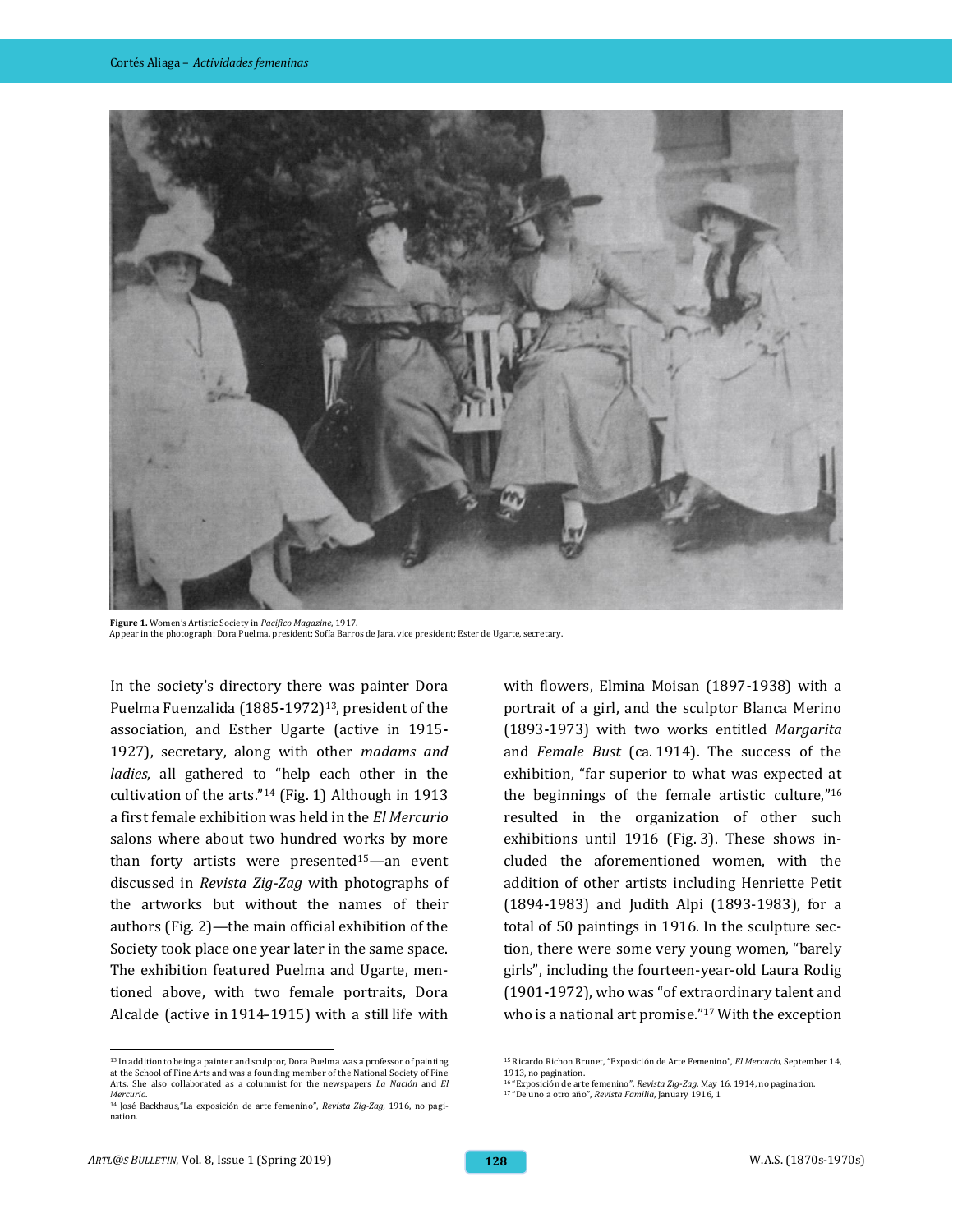**Figure 1.** Women's Artistic Society in *Pacífico Magazine*, 1917.
Appear in the photograph: Dora Puelma, president; Sofía Barros de Jara, vice president; Ester de Ugarte, secretary.

In the society's directory there was painter Dora Puelma Fuenzalida (1885-1972)[13], president of the association, and Esther Ugarte (active in 1915-1927), secretary, along with other *madams and ladies*, all gathered to "help each other in the cultivation of the arts."[14] (Fig. 1) Although in 1913 a first female exhibition was held in the *El Mercurio* salons where about two hundred works by more than forty artists were presented[15]—an event discussed in *Revista Zig-Zag* with photographs of the artworks but without the names of their authors (Fig. 2)—the main official exhibition of the Society took place one year later in the same space. The exhibition featured Puelma and Ugarte, mentioned above, with two female portraits, Dora Alcalde (active in 1914-1915) with a still life with flowers, Elmina Moisan (1897-1938) with a portrait of a girl, and the sculptor Blanca Merino (1893-1973) with two works entitled *Margarita* and *Female Bust* (ca. 1914). The success of the exhibition, "far superior to what was expected at the beginnings of the female artistic culture,"[16] resulted in the organization of other such exhibitions until 1916 (Fig. 3). These shows included the aforementioned women, with the addition of other artists including Henriette Petit (1894-1983) and Judith Alpi (1893-1983), for a total of 50 paintings in 1916. In the sculpture section, there were some very young women, "barely girls", including the fourteen-year-old Laura Rodig (1901-1972), who was "of extraordinary talent and who is a national art promise."[17] With the exception

[13] In addition to being a painter and sculptor, Dora Puelma was a professor of painting at the School of Fine Arts and was a founding member of the National Society of Fine Arts. She also collaborated as a columnist for the newspapers *La Nación* and *El Mercurio*.

[14] José Backhaus,"La exposición de arte femenino", *Revista Zig-Zag*, 1916, no pagination.

[15] Ricardo Richon Brunet, "Exposición de Arte Femenino", *El Mercurio*, September 14, 1913, no pagination.

[16] "Exposición de arte femenino", *Revista Zig-Zag*, May 16, 1914, no pagination.

[17] "De uno a otro año", *Revista Familia*, January 1916, 1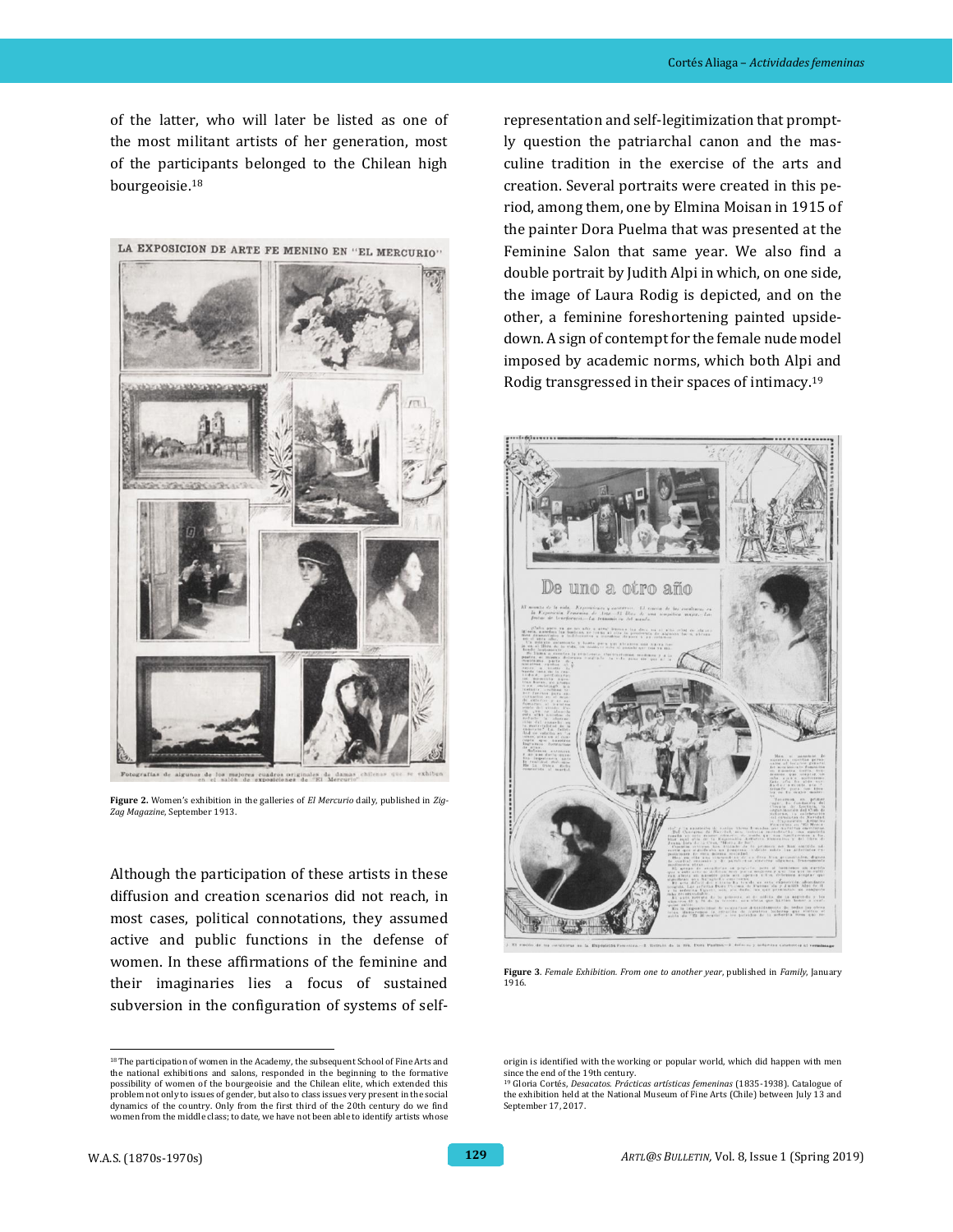of the latter, who will later be listed as one of the most militant artists of her generation, most of the participants belonged to the Chilean high bourgeoisie.[18]

**Figure 2.** Women's exhibition in the galleries of *El Mercurio* daily, published in *Zig-Zag Magazine*, September 1913.

Although the participation of these artists in these diffusion and creation scenarios did not reach, in most cases, political connotations, they assumed active and public functions in the defense of women. In these affirmations of the feminine and their imaginaries lies a focus of sustained subversion in the configuration of systems of self-representation and self-legitimization that promptly question the patriarchal canon and the masculine tradition in the exercise of the arts and creation. Several portraits were created in this period, among them, one by Elmina Moisan in 1915 of the painter Dora Puelma that was presented at the Feminine Salon that same year. We also find a double portrait by Judith Alpi in which, on one side, the image of Laura Rodig is depicted, and on the other, a feminine foreshortening painted upside-down. A sign of contempt for the female nude model imposed by academic norms, which both Alpi and Rodig transgressed in their spaces of intimacy.[19]

**Figure 3**. *Female Exhibition. From one to another year*, published in *Family*, January 1916.

[18] The participation of women in the Academy, the subsequent School of Fine Arts and the national exhibitions and salons, responded in the beginning to the formative possibility of women of the bourgeoisie and the Chilean elite, which extended this problem not only to issues of gender, but also to class issues very present in the social dynamics of the country. Only from the first third of the 20th century do we find women from the middle class; to date, we have not been able to identify artists whose origin is identified with the working or popular world, which did happen with men since the end of the 19th century.

[19] Gloria Cortés, *Desacatos. Prácticas artísticas femeninas* (1835-1938). Catalogue of the exhibition held at the National Museum of Fine Arts (Chile) between July 13 and September 17, 2017.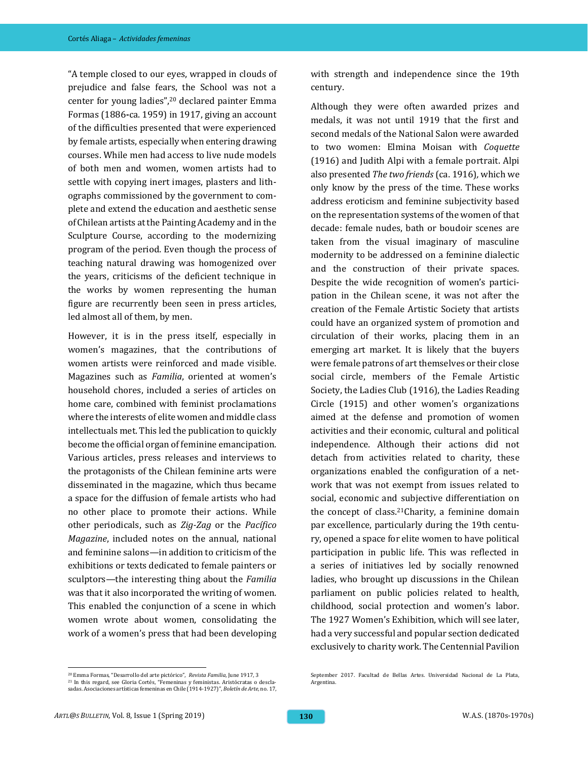"A temple closed to our eyes, wrapped in clouds of prejudice and false fears, the School was not a center for young ladies",[20] declared painter Emma Formas (1886-ca. 1959) in 1917, giving an account of the difficulties presented that were experienced by female artists, especially when entering drawing courses. While men had access to live nude models of both men and women, women artists had to settle with copying inert images, plasters and lithographs commissioned by the government to complete and extend the education and aesthetic sense of Chilean artists at the Painting Academy and in the Sculpture Course, according to the modernizing program of the period. Even though the process of teaching natural drawing was homogenized over the years, criticisms of the deficient technique in the works by women representing the human figure are recurrently been seen in press articles, led almost all of them, by men.

However, it is in the press itself, especially in women's magazines, that the contributions of women artists were reinforced and made visible. Magazines such as *Familia*, oriented at women's household chores, included a series of articles on home care, combined with feminist proclamations where the interests of elite women and middle class intellectuals met. This led the publication to quickly become the official organ of feminine emancipation. Various articles, press releases and interviews to the protagonists of the Chilean feminine arts were disseminated in the magazine, which thus became a space for the diffusion of female artists who had no other place to promote their actions. While other periodicals, such as *Zig-Zag* or the *Pacífico Magazine*, included notes on the annual, national and feminine salons—in addition to criticism of the exhibitions or texts dedicated to female painters or sculptors—the interesting thing about the *Familia* was that it also incorporated the writing of women. This enabled the conjunction of a scene in which women wrote about women, consolidating the work of a women's press that had been developing with strength and independence since the 19th century.

Although they were often awarded prizes and medals, it was not until 1919 that the first and second medals of the National Salon were awarded to two women: Elmina Moisan with *Coquette* (1916) and Judith Alpi with a female portrait. Alpi also presented *The two friends* (ca. 1916), which we only know by the press of the time. These works address eroticism and feminine subjectivity based on the representation systems of the women of that decade: female nudes, bath or boudoir scenes are taken from the visual imaginary of masculine modernity to be addressed on a feminine dialectic and the construction of their private spaces. Despite the wide recognition of women's participation in the Chilean scene, it was not after the creation of the Female Artistic Society that artists could have an organized system of promotion and circulation of their works, placing them in an emerging art market. It is likely that the buyers were female patrons of art themselves or their close social circle, members of the Female Artistic Society, the Ladies Club (1916), the Ladies Reading Circle (1915) and other women's organizations aimed at the defense and promotion of women activities and their economic, cultural and political independence. Although their actions did not detach from activities related to charity, these organizations enabled the configuration of a network that was not exempt from issues related to social, economic and subjective differentiation on the concept of class.[21] Charity, a feminine domain par excellence, particularly during the 19th century, opened a space for elite women to have political participation in public life. This was reflected in a series of initiatives led by socially renowned ladies, who brought up discussions in the Chilean parliament on public policies related to health, childhood, social protection and women's labor. The 1927 Women's Exhibition, which will see later, had a very successful and popular section dedicated exclusively to charity work. The Centennial Pavilion

---

[20] Emma Formas, "Desarrollo del arte pictórico", *Revista Familia*, June 1917, 3

[21] In this regard, see Gloria Cortés, "Femeninas y feministas. Aristócratas o desclasadas. Asociaciones artísticas femeninas en Chile (1914-1927)", *Boletín de Arte*, no. 17, September 2017. Facultad de Bellas Artes. Universidad Nacional de La Plata, Argentina.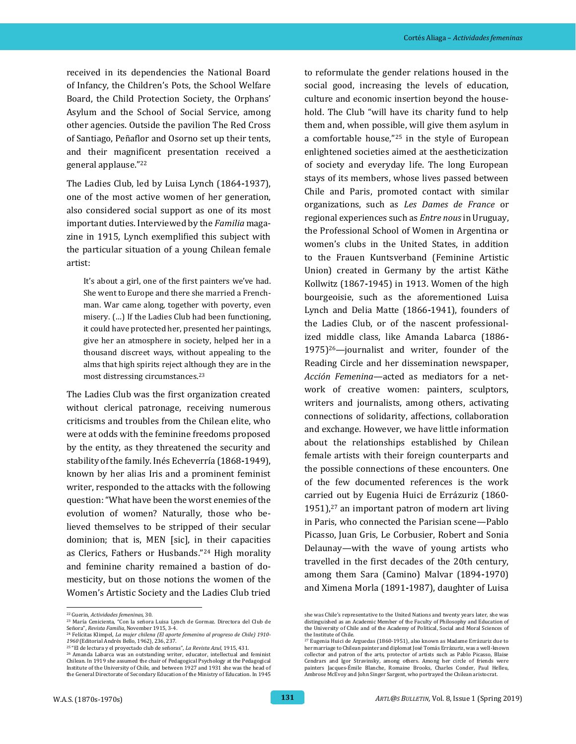received in its dependencies the National Board of Infancy, the Children's Pots, the School Welfare Board, the Child Protection Society, the Orphans' Asylum and the School of Social Service, among other agencies. Outside the pavilion The Red Cross of Santiago, Peñaflor and Osorno set up their tents, and their magnificent presentation received a general applause."[22]

The Ladies Club, led by Luisa Lynch (1864-1937), one of the most active women of her generation, also considered social support as one of its most important duties. Interviewed by the *Familia* magazine in 1915, Lynch exemplified this subject with the particular situation of a young Chilean female artist:

> It's about a girl, one of the first painters we've had. She went to Europe and there she married a Frenchman. War came along, together with poverty, even misery. (…) If the Ladies Club had been functioning, it could have protected her, presented her paintings, give her an atmosphere in society, helped her in a thousand discreet ways, without appealing to the alms that high spirits reject although they are in the most distressing circumstances.[23]

The Ladies Club was the first organization created without clerical patronage, receiving numerous criticisms and troubles from the Chilean elite, who were at odds with the feminine freedoms proposed by the entity, as they threatened the security and stability of the family. Inés Echeverría (1868-1949), known by her alias Iris and a prominent feminist writer, responded to the attacks with the following question: "What have been the worst enemies of the evolution of women? Naturally, those who believed themselves to be stripped of their secular dominion; that is, MEN [sic], in their capacities as Clerics, Fathers or Husbands."[24] High morality and feminine charity remained a bastion of domesticity, but on those notions the women of the Women's Artistic Society and the Ladies Club tried to reformulate the gender relations housed in the social good, increasing the levels of education, culture and economic insertion beyond the household. The Club "will have its charity fund to help them and, when possible, will give them asylum in a comfortable house,"[25] in the style of European enlightened societies aimed at the aestheticization of society and everyday life. The long European stays of its members, whose lives passed between Chile and Paris, promoted contact with similar organizations, such as *Les Dames de France* or regional experiences such as *Entre nous* in Uruguay, the Professional School of Women in Argentina or women's clubs in the United States, in addition to the Frauen Kuntsverband (Feminine Artistic Union) created in Germany by the artist Käthe Kollwitz (1867-1945) in 1913. Women of the high bourgeoisie, such as the aforementioned Luisa Lynch and Delia Matte (1866-1941), founders of the Ladies Club, or of the nascent professionalized middle class, like Amanda Labarca (1886-1975)[26]—journalist and writer, founder of the Reading Circle and her dissemination newspaper, *Acción Femenina*—acted as mediators for a network of creative women: painters, sculptors, writers and journalists, among others, activating connections of solidarity, affections, collaboration and exchange. However, we have little information about the relationships established by Chilean female artists with their foreign counterparts and the possible connections of these encounters. One of the few documented references is the work carried out by Eugenia Huici de Errázuriz (1860-1951),[27] an important patron of modern art living in Paris, who connected the Parisian scene—Pablo Picasso, Juan Gris, Le Corbusier, Robert and Sonia Delaunay—with the wave of young artists who travelled in the first decades of the 20th century, among them Sara (Camino) Malvar (1894-1970) and Ximena Morla (1891-1987), daughter of Luisa

---

[22] Guerin, *Actividades femeninas*, 30.

[23] María Cenicienta, "Con la señora Luisa Lynch de Gormaz. Directora del Club de Señora", *Revista Familia*, November 1915, 3-4.

[24] Felícitas Klimpel, *La mujer chilena (El aporte femenino al progreso de Chile) 1910-1960* (Editorial Andrés Bello, 1962), 236, 237.

[25] "El de lectura y el proyectado club de señoras", *La Revista Azul*, 1915, 431.

[26] Amanda Labarca was an outstanding writer, educator, intellectual and feminist Chilean. In 1919 she assumed the chair of Pedagogical Psychology at the Pedagogical Institute of the University of Chile, and between 1927 and 1931 she was the head of the General Directorate of Secondary Education of the Ministry of Education. In 1945 she was Chile's representative to the United Nations and twenty years later, she was distinguished as an Academic Member of the Faculty of Philosophy and Education of the University of Chile and of the Academy of Political, Social and Moral Sciences of the Institute of Chile.

[27] Eugenia Huici de Arguedas (1860-1951), also known as Madame Errázuriz due to her marriage to Chilean painter and diplomat José Tomás Errázuriz, was a well-known collector and patron of the arts, protector of artists such as Pablo Picasso, Blaise Cendrars and Igor Stravinsky, among others. Among her circle of friends were painters Jacques-Émile Blanche, Romaine Brooks, Charles Conder, Paul Helleu, Ambrose McEvoy and John Singer Sargent, who portrayed the Chilean aristocrat.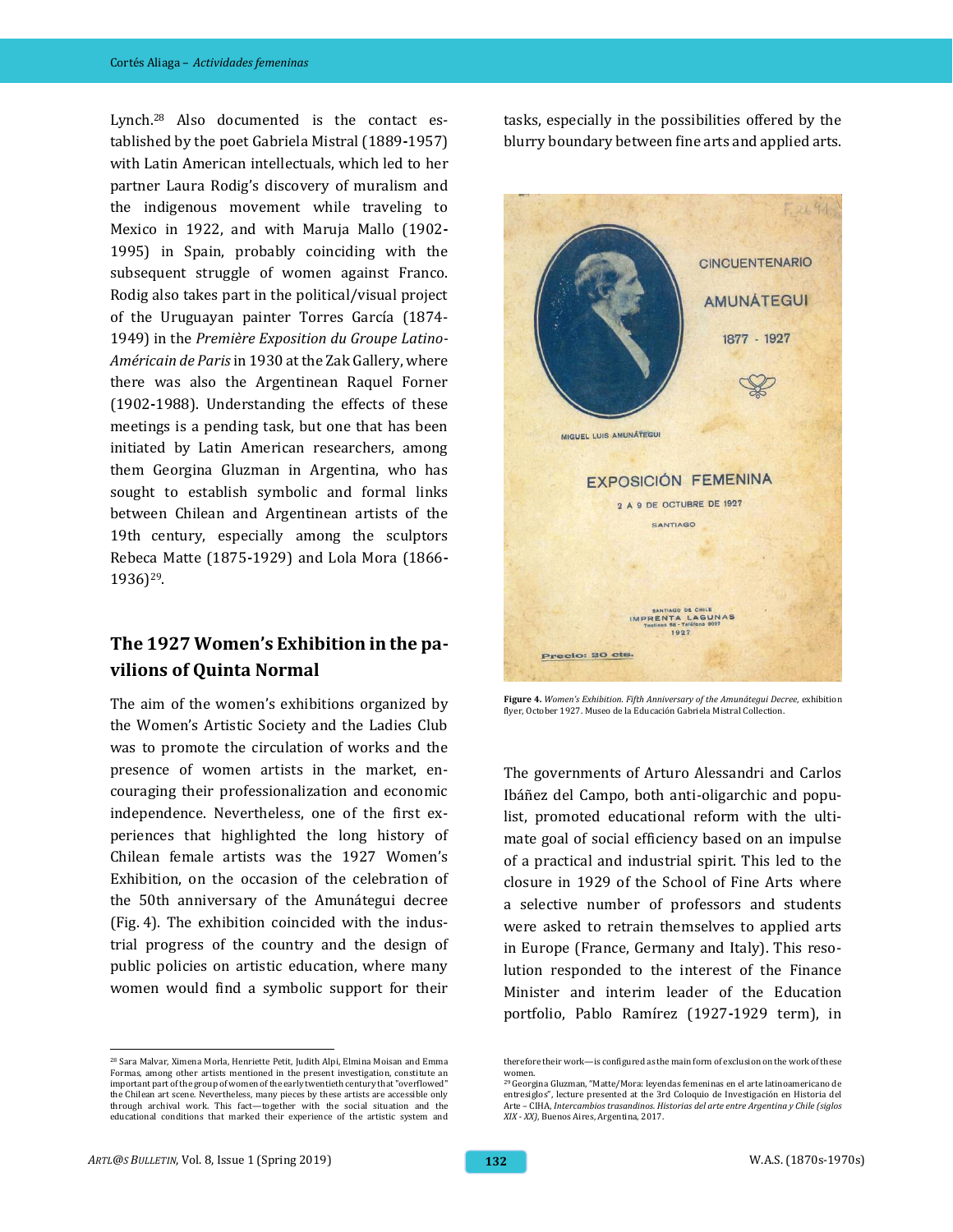Lynch.[28] Also documented is the contact established by the poet Gabriela Mistral (1889-1957) with Latin American intellectuals, which led to her partner Laura Rodig's discovery of muralism and the indigenous movement while traveling to Mexico in 1922, and with Maruja Mallo (1902-1995) in Spain, probably coinciding with the subsequent struggle of women against Franco. Rodig also takes part in the political/visual project of the Uruguayan painter Torres García (1874-1949) in the *Première Exposition du Groupe Latino-Américain de Paris* in 1930 at the Zak Gallery, where there was also the Argentinean Raquel Forner (1902-1988). Understanding the effects of these meetings is a pending task, but one that has been initiated by Latin American researchers, among them Georgina Gluzman in Argentina, who has sought to establish symbolic and formal links between Chilean and Argentinean artists of the 19th century, especially among the sculptors Rebeca Matte (1875-1929) and Lola Mora (1866-1936)[29].

## The 1927 Women's Exhibition in the pavilions of Quinta Normal

The aim of the women's exhibitions organized by the Women's Artistic Society and the Ladies Club was to promote the circulation of works and the presence of women artists in the market, encouraging their professionalization and economic independence. Nevertheless, one of the first experiences that highlighted the long history of Chilean female artists was the 1927 Women's Exhibition, on the occasion of the celebration of the 50th anniversary of the Amunátegui decree (Fig. 4). The exhibition coincided with the industrial progress of the country and the design of public policies on artistic education, where many women would find a symbolic support for their tasks, especially in the possibilities offered by the blurry boundary between fine arts and applied arts.

**Figure 4.** *Women's Exhibition. Fifth Anniversary of the Amunátegui Decree,* exhibition flyer, October 1927. Museo de la Educación Gabriela Mistral Collection.

The governments of Arturo Alessandri and Carlos Ibáñez del Campo, both anti-oligarchic and populist, promoted educational reform with the ultimate goal of social efficiency based on an impulse of a practical and industrial spirit. This led to the closure in 1929 of the School of Fine Arts where a selective number of professors and students were asked to retrain themselves to applied arts in Europe (France, Germany and Italy). This resolution responded to the interest of the Finance Minister and interim leader of the Education portfolio, Pablo Ramírez (1927-1929 term), in

---

[28] Sara Malvar, Ximena Morla, Henriette Petit, Judith Alpi, Elmina Moisan and Emma Formas, among other artists mentioned in the present investigation, constitute an important part of the group of women of the early twentieth century that "overflowed" the Chilean art scene. Nevertheless, many pieces by these artists are accessible only through archival work. This fact—together with the social situation and the educational conditions that marked their experience of the artistic system and therefore their work—is configured as the main form of exclusion on the work of these women.

[29] Georgina Gluzman, "Matte/Mora: leyendas femeninas en el arte latinoamericano de entresiglos", lecture presented at the 3rd Coloquio de Investigación en Historia del Arte – CIHA, *Intercambios trasandinos. Historias del arte entre Argentina y Chile (siglos XIX - XX)*, Buenos Aires, Argentina, 2017.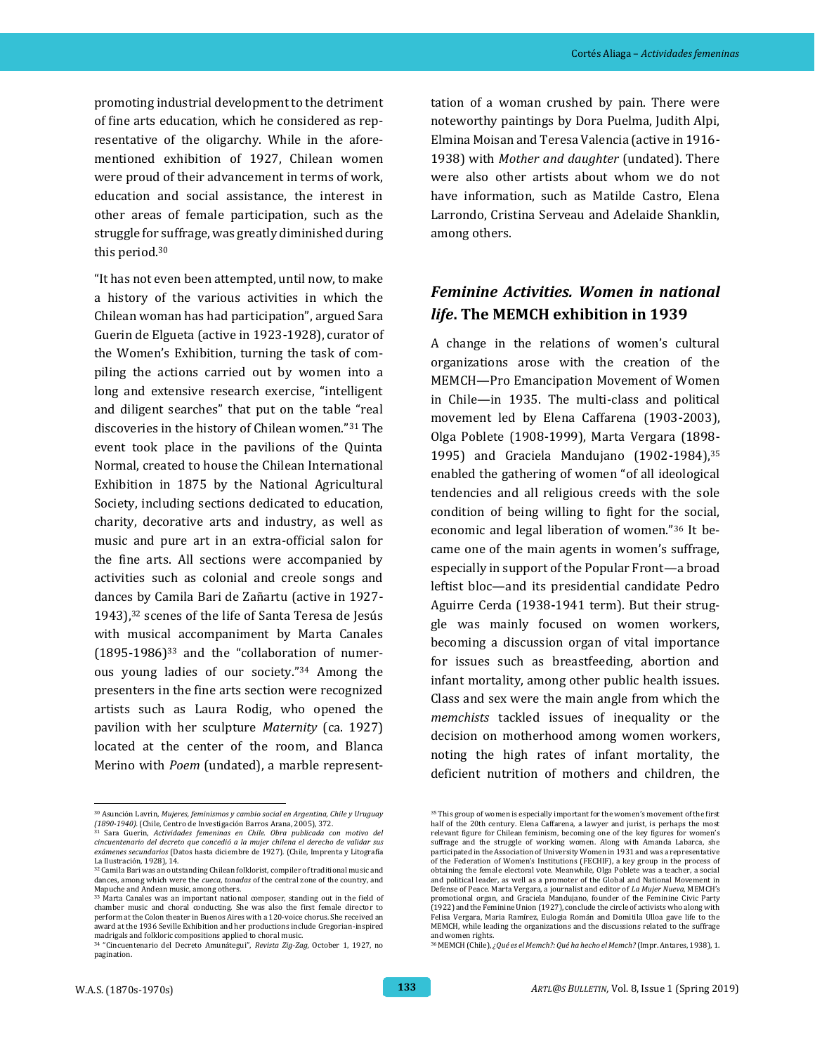promoting industrial development to the detriment of fine arts education, which he considered as representative of the oligarchy. While in the aforementioned exhibition of 1927, Chilean women were proud of their advancement in terms of work, education and social assistance, the interest in other areas of female participation, such as the struggle for suffrage, was greatly diminished during this period.[30]

"It has not even been attempted, until now, to make a history of the various activities in which the Chilean woman has had participation", argued Sara Guerin de Elgueta (active in 1923-1928), curator of the Women's Exhibition, turning the task of compiling the actions carried out by women into a long and extensive research exercise, "intelligent and diligent searches" that put on the table "real discoveries in the history of Chilean women."[31] The event took place in the pavilions of the Quinta Normal, created to house the Chilean International Exhibition in 1875 by the National Agricultural Society, including sections dedicated to education, charity, decorative arts and industry, as well as music and pure art in an extra-official salon for the fine arts. All sections were accompanied by activities such as colonial and creole songs and dances by Camila Bari de Zañartu (active in 1927-1943),[32] scenes of the life of Santa Teresa de Jesús with musical accompaniment by Marta Canales (1895-1986)[33] and the "collaboration of numerous young ladies of our society."[34] Among the presenters in the fine arts section were recognized artists such as Laura Rodig, who opened the pavilion with her sculpture *Maternity* (ca. 1927) located at the center of the room, and Blanca Merino with *Poem* (undated), a marble representation of a woman crushed by pain. There were noteworthy paintings by Dora Puelma, Judith Alpi, Elmina Moisan and Teresa Valencia (active in 1916-1938) with *Mother and daughter* (undated). There were also other artists about whom we do not have information, such as Matilde Castro, Elena Larrondo, Cristina Serveau and Adelaide Shanklin, among others.

## *Feminine Activities. Women in national life*. The MEMCH exhibition in 1939

A change in the relations of women's cultural organizations arose with the creation of the MEMCH—Pro Emancipation Movement of Women in Chile—in 1935. The multi-class and political movement led by Elena Caffarena (1903-2003), Olga Poblete (1908-1999), Marta Vergara (1898-1995) and Graciela Mandujano (1902-1984),[35] enabled the gathering of women "of all ideological tendencies and all religious creeds with the sole condition of being willing to fight for the social, economic and legal liberation of women."[36] It became one of the main agents in women's suffrage, especially in support of the Popular Front—a broad leftist bloc—and its presidential candidate Pedro Aguirre Cerda (1938-1941 term). But their struggle was mainly focused on women workers, becoming a discussion organ of vital importance for issues such as breastfeeding, abortion and infant mortality, among other public health issues. Class and sex were the main angle from which the *memchists* tackled issues of inequality or the decision on motherhood among women workers, noting the high rates of infant mortality, the deficient nutrition of mothers and children, the

---

[30] Asunción Lavrin, *Mujeres, feminismos y cambio social en Argentina, Chile y Uruguay (1890-1940)*. (Chile, Centro de Investigación Barros Arana, 2005), 372.

[31] Sara Guerin, *Actividades femeninas en Chile. Obra publicada con motivo del cincuentenario del decreto que concedió a la mujer chilena el derecho de validar sus exámenes secundarios* (Datos hasta diciembre de 1927). (Chile, Imprenta y Litografía La Ilustración, 1928), 14.

[32] Camila Bari was an outstanding Chilean folklorist, compiler of traditional music and dances, among which were the *cueca*, *tonadas* of the central zone of the country, and Mapuche and Andean music, among others.

[33] Marta Canales was an important national composer, standing out in the field of chamber music and choral conducting. She was also the first female director to perform at the Colon theater in Buenos Aires with a 120-voice chorus. She received an award at the 1936 Seville Exhibition and her productions include Gregorian-inspired madrigals and folkloric compositions applied to choral music.

[34] "Cincuentenario del Decreto Amunátegui", *Revista Zig-Zag*, October 1, 1927, no pagination.

[35] This group of women is especially important for the women's movement of the first half of the 20th century. Elena Caffarena, a lawyer and jurist, is perhaps the most relevant figure for Chilean feminism, becoming one of the key figures for women's suffrage and the struggle of working women. Along with Amanda Labarca, she participated in the Association of University Women in 1931 and was a representative of the Federation of Women's Institutions (FECHIF), a key group in the process of obtaining the female electoral vote. Meanwhile, Olga Poblete was a teacher, a social and political leader, as well as a promoter of the Global and National Movement in Defense of Peace. Marta Vergara, a journalist and editor of *La Mujer Nueva*, MEMCH's promotional organ, and Graciela Mandujano, founder of the Feminine Civic Party (1922) and the Feminine Union (1927), conclude the circle of activists who along with Felisa Vergara, Maria Ramírez, Eulogia Román and Domitila Ulloa gave life to the MEMCH, while leading the organizations and the discussions related to the suffrage and women rights.

[36] MEMCH (Chile), *¿Qué es el Memch?: Qué ha hecho el Memch?* (Impr. Antares, 1938), 1.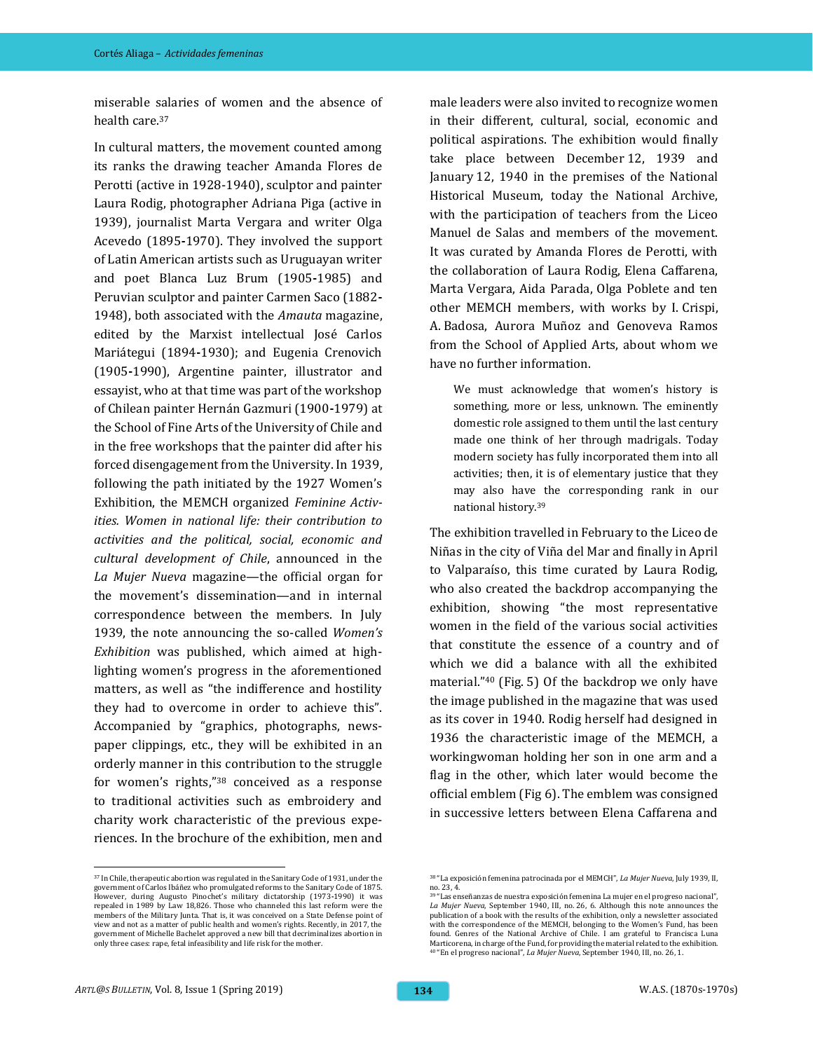miserable salaries of women and the absence of health care.[37]

In cultural matters, the movement counted among its ranks the drawing teacher Amanda Flores de Perotti (active in 1928-1940), sculptor and painter Laura Rodig, photographer Adriana Piga (active in 1939), journalist Marta Vergara and writer Olga Acevedo (1895-1970). They involved the support of Latin American artists such as Uruguayan writer and poet Blanca Luz Brum (1905-1985) and Peruvian sculptor and painter Carmen Saco (1882-1948), both associated with the *Amauta* magazine, edited by the Marxist intellectual José Carlos Mariátegui (1894-1930); and Eugenia Crenovich (1905-1990), Argentine painter, illustrator and essayist, who at that time was part of the workshop of Chilean painter Hernán Gazmuri (1900-1979) at the School of Fine Arts of the University of Chile and in the free workshops that the painter did after his forced disengagement from the University. In 1939, following the path initiated by the 1927 Women's Exhibition, the MEMCH organized *Feminine Activities. Women in national life: their contribution to activities and the political, social, economic and cultural development of Chile*, announced in the *La Mujer Nueva* magazine—the official organ for the movement's dissemination—and in internal correspondence between the members. In July 1939, the note announcing the so-called *Women's Exhibition* was published, which aimed at highlighting women's progress in the aforementioned matters, as well as "the indifference and hostility they had to overcome in order to achieve this". Accompanied by "graphics, photographs, newspaper clippings, etc., they will be exhibited in an orderly manner in this contribution to the struggle for women's rights,"[38] conceived as a response to traditional activities such as embroidery and charity work characteristic of the previous experiences. In the brochure of the exhibition, men and male leaders were also invited to recognize women in their different, cultural, social, economic and political aspirations. The exhibition would finally take place between December 12, 1939 and January 12, 1940 in the premises of the National Historical Museum, today the National Archive, with the participation of teachers from the Liceo Manuel de Salas and members of the movement. It was curated by Amanda Flores de Perotti, with the collaboration of Laura Rodig, Elena Caffarena, Marta Vergara, Aida Parada, Olga Poblete and ten other MEMCH members, with works by I. Crispi, A. Badosa, Aurora Muñoz and Genoveva Ramos from the School of Applied Arts, about whom we have no further information.

> We must acknowledge that women's history is something, more or less, unknown. The eminently domestic role assigned to them until the last century made one think of her through madrigals. Today modern society has fully incorporated them into all activities; then, it is of elementary justice that they may also have the corresponding rank in our national history.[39]

The exhibition travelled in February to the Liceo de Niñas in the city of Viña del Mar and finally in April to Valparaíso, this time curated by Laura Rodig, who also created the backdrop accompanying the exhibition, showing "the most representative women in the field of the various social activities that constitute the essence of a country and of which we did a balance with all the exhibited material."[40] (Fig. 5) Of the backdrop we only have the image published in the magazine that was used as its cover in 1940. Rodig herself had designed in 1936 the characteristic image of the MEMCH, a workingwoman holding her son in one arm and a flag in the other, which later would become the official emblem (Fig 6). The emblem was consigned in successive letters between Elena Caffarena and

---

[37] In Chile, therapeutic abortion was regulated in the Sanitary Code of 1931, under the government of Carlos Ibáñez who promulgated reforms to the Sanitary Code of 1875. However, during Augusto Pinochet's military dictatorship (1973-1990) it was repealed in 1989 by Law 18,826. Those who channeled this last reform were the members of the Military Junta. That is, it was conceived on a State Defense point of view and not as a matter of public health and women's rights. Recently, in 2017, the government of Michelle Bachelet approved a new bill that decriminalizes abortion in only three cases: rape, fetal infeasibility and life risk for the mother.

[38] "La exposición femenina patrocinada por el MEMCH", *La Mujer Nueva*, July 1939, II, no. 23, 4.

[39] "Las enseñanzas de nuestra exposición femenina La mujer en el progreso nacional", *La Mujer Nueva*, September 1940, III, no. 26, 6. Although this note announces the publication of a book with the results of the exhibition, only a newsletter associated with the correspondence of the MEMCH, belonging to the Women's Fund, has been found. Genres of the National Archive of Chile. I am grateful to Francisca Luna Marticorena, in charge of the Fund, for providing the material related to the exhibition.

[40] "En el progreso nacional", *La Mujer Nueva*, September 1940, III, no. 26, 1.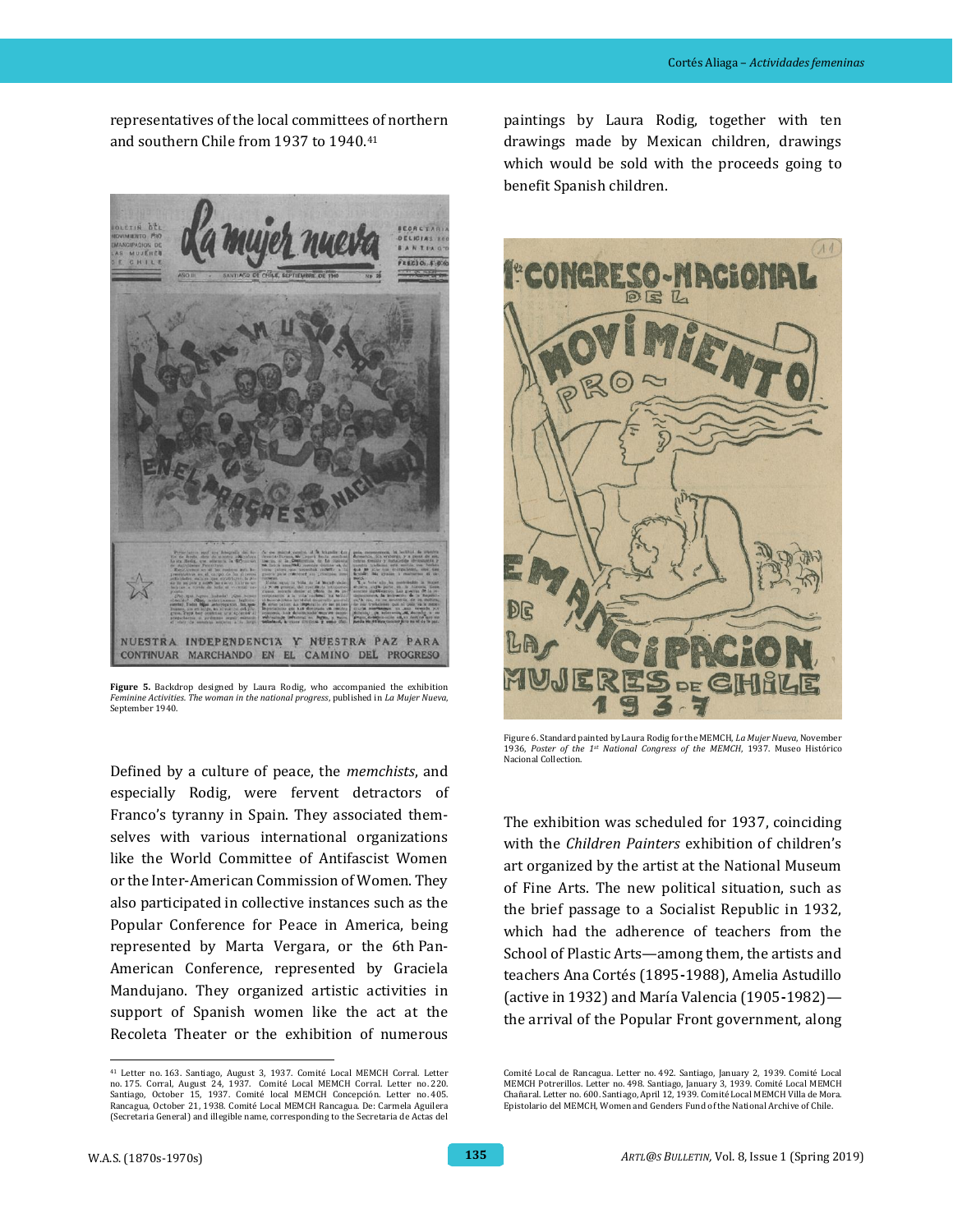representatives of the local committees of northern and southern Chile from 1937 to 1940.[41]

**Figure 5.** Backdrop designed by Laura Rodig, who accompanied the exhibition *Feminine Activities. The woman in the national progress*, published in *La Mujer Nueva*, September 1940.

Defined by a culture of peace, the *memchists*, and especially Rodig, were fervent detractors of Franco's tyranny in Spain. They associated themselves with various international organizations like the World Committee of Antifascist Women or the Inter-American Commission of Women. They also participated in collective instances such as the Popular Conference for Peace in America, being represented by Marta Vergara, or the 6th Pan-American Conference, represented by Graciela Mandujano. They organized artistic activities in support of Spanish women like the act at the Recoleta Theater or the exhibition of numerous paintings by Laura Rodig, together with ten drawings made by Mexican children, drawings which would be sold with the proceeds going to benefit Spanish children.

Figure 6. Standard painted by Laura Rodig for the MEMCH, *La Mujer Nueva*, November 1936, *Poster of the 1st National Congress of the MEMCH*, 1937. Museo Histórico Nacional Collection.

The exhibition was scheduled for 1937, coinciding with the *Children Painters* exhibition of children's art organized by the artist at the National Museum of Fine Arts. The new political situation, such as the brief passage to a Socialist Republic in 1932, which had the adherence of teachers from the School of Plastic Arts—among them, the artists and teachers Ana Cortés (1895-1988), Amelia Astudillo (active in 1932) and María Valencia (1905-1982)—the arrival of the Popular Front government, along

---

[41] Letter no. 163. Santiago, August 3, 1937. Comité Local MEMCH Corral. Letter no. 175. Corral, August 24, 1937. Comité Local MEMCH Corral. Letter no. 220. Santiago, October 15, 1937. Comité local MEMCH Concepción. Letter no. 405. Rancagua, October 21, 1938. Comité Local MEMCH Rancagua. De: Carmela Aguilera (Secretaria General) and illegible name, corresponding to the Secretaria de Actas del Comité Local de Rancagua. Letter no. 492. Santiago, January 2, 1939. Comité Local MEMCH Potrerillos. Letter no. 498. Santiago, January 3, 1939. Comité Local MEMCH Chañaral. Letter no. 600. Santiago, April 12, 1939. Comité Local MEMCH Villa de Mora. Epistolario del MEMCH, Women and Genders Fund of the National Archive of Chile.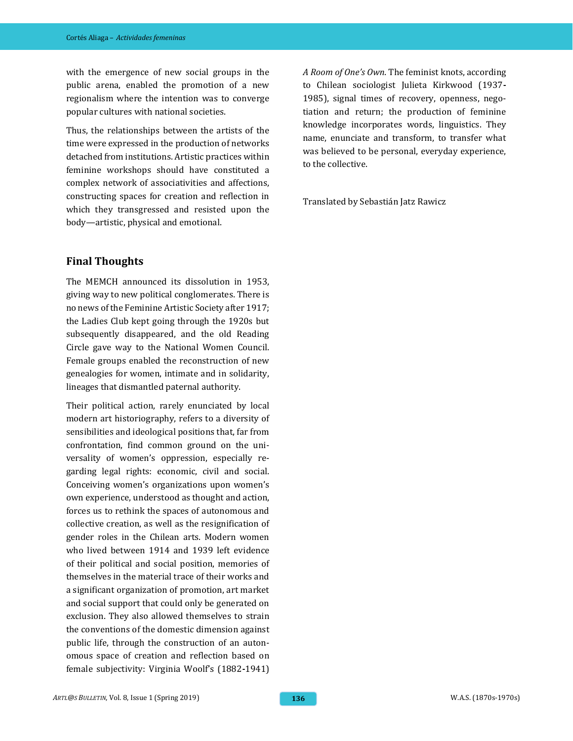with the emergence of new social groups in the public arena, enabled the promotion of a new regionalism where the intention was to converge popular cultures with national societies.

Thus, the relationships between the artists of the time were expressed in the production of networks detached from institutions. Artistic practices within feminine workshops should have constituted a complex network of associativities and affections, constructing spaces for creation and reflection in which they transgressed and resisted upon the body—artistic, physical and emotional.

## Final Thoughts

The MEMCH announced its dissolution in 1953, giving way to new political conglomerates. There is no news of the Feminine Artistic Society after 1917; the Ladies Club kept going through the 1920s but subsequently disappeared, and the old Reading Circle gave way to the National Women Council. Female groups enabled the reconstruction of new genealogies for women, intimate and in solidarity, lineages that dismantled paternal authority.

Their political action, rarely enunciated by local modern art historiography, refers to a diversity of sensibilities and ideological positions that, far from confrontation, find common ground on the universality of women's oppression, especially regarding legal rights: economic, civil and social. Conceiving women's organizations upon women's own experience, understood as thought and action, forces us to rethink the spaces of autonomous and collective creation, as well as the resignification of gender roles in the Chilean arts. Modern women who lived between 1914 and 1939 left evidence of their political and social position, memories of themselves in the material trace of their works and a significant organization of promotion, art market and social support that could only be generated on exclusion. They also allowed themselves to strain the conventions of the domestic dimension against public life, through the construction of an autonomous space of creation and reflection based on female subjectivity: Virginia Woolf's (1882-1941) *A Room of One's Own*. The feminist knots, according to Chilean sociologist Julieta Kirkwood (1937-1985), signal times of recovery, openness, negotiation and return; the production of feminine knowledge incorporates words, linguistics. They name, enunciate and transform, to transfer what was believed to be personal, everyday experience, to the collective.

Translated by Sebastián Jatz Rawicz